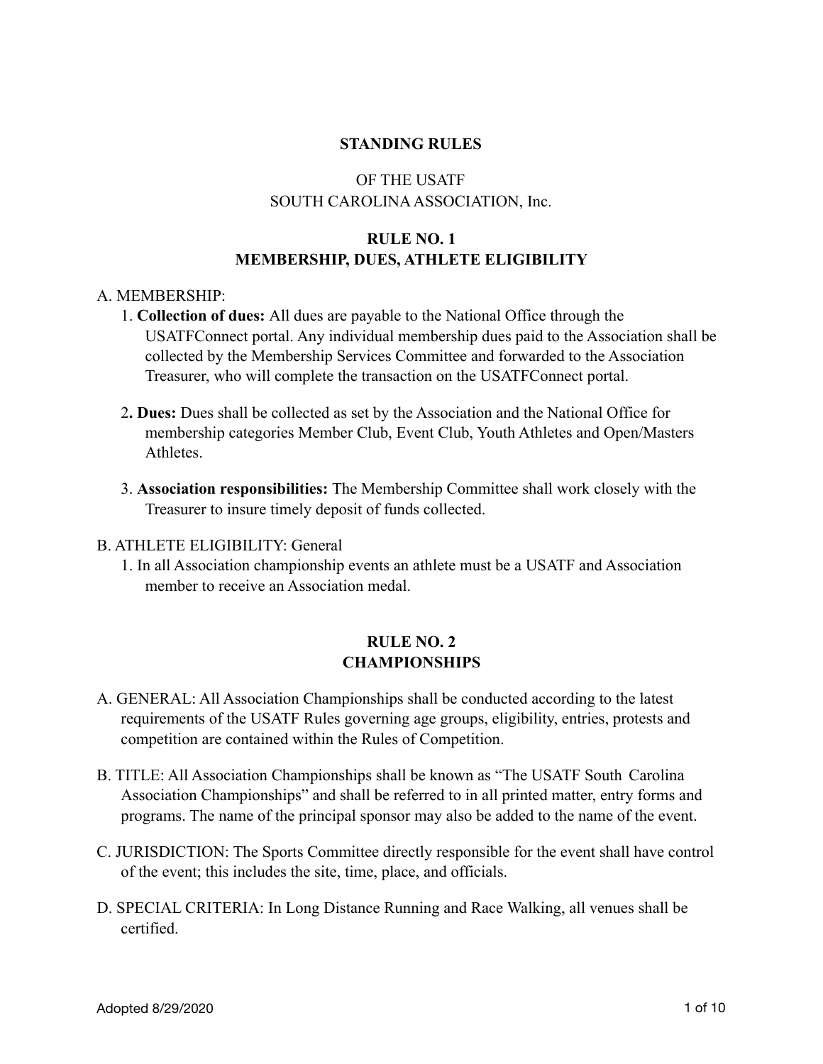# STANDING RULES

OF THE USATF
SOUTH CAROLINA ASSOCIATION, Inc.

## RULE NO. 1
## MEMBERSHIP, DUES, ATHLETE ELIGIBILITY

A. MEMBERSHIP:

1. **Collection of dues:** All dues are payable to the National Office through the USATFConnect portal. Any individual membership dues paid to the Association shall be collected by the Membership Services Committee and forwarded to the Association Treasurer, who will complete the transaction on the USATFConnect portal.

2. **Dues:** Dues shall be collected as set by the Association and the National Office for membership categories Member Club, Event Club, Youth Athletes and Open/Masters Athletes.

3. **Association responsibilities:** The Membership Committee shall work closely with the Treasurer to insure timely deposit of funds collected.

B. ATHLETE ELIGIBILITY: General

1. In all Association championship events an athlete must be a USATF and Association member to receive an Association medal.

## RULE NO. 2
## CHAMPIONSHIPS

A. GENERAL: All Association Championships shall be conducted according to the latest requirements of the USATF Rules governing age groups, eligibility, entries, protests and competition are contained within the Rules of Competition.

B. TITLE: All Association Championships shall be known as "The USATF South Carolina Association Championships" and shall be referred to in all printed matter, entry forms and programs. The name of the principal sponsor may also be added to the name of the event.

C. JURISDICTION: The Sports Committee directly responsible for the event shall have control of the event; this includes the site, time, place, and officials.

D. SPECIAL CRITERIA: In Long Distance Running and Race Walking, all venues shall be certified.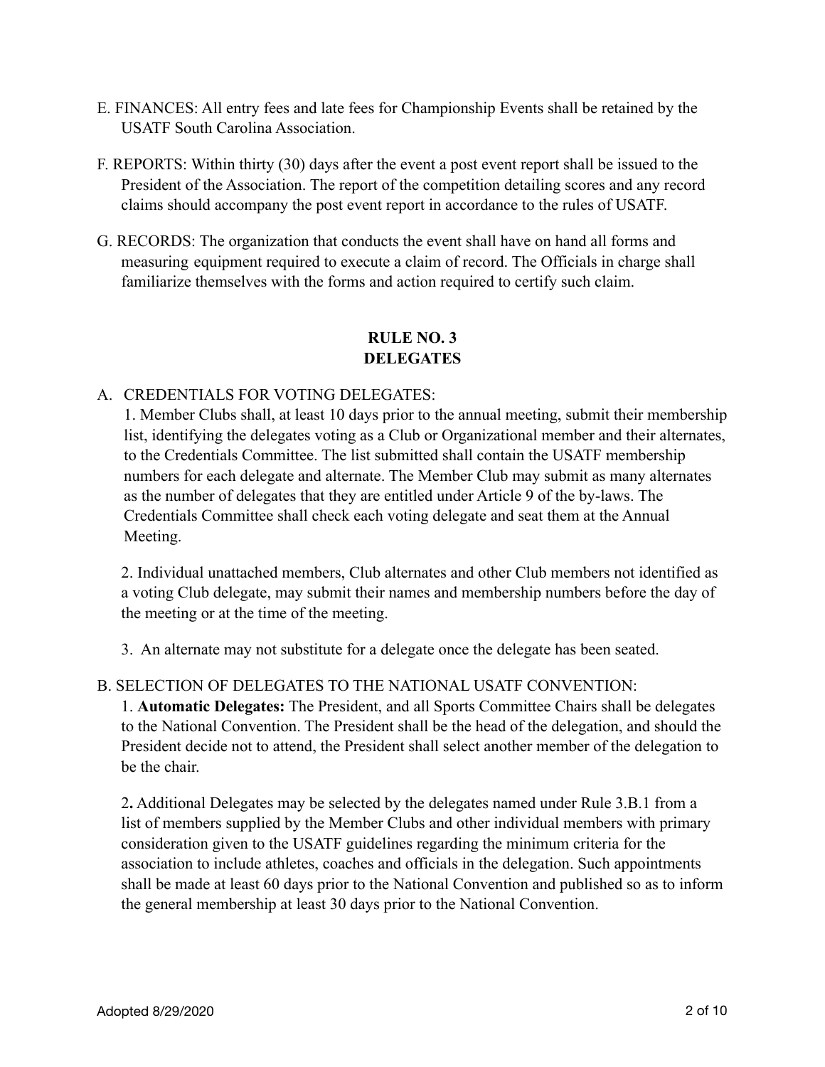E. FINANCES: All entry fees and late fees for Championship Events shall be retained by the USATF South Carolina Association.

F. REPORTS: Within thirty (30) days after the event a post event report shall be issued to the President of the Association. The report of the competition detailing scores and any record claims should accompany the post event report in accordance to the rules of USATF.

G. RECORDS: The organization that conducts the event shall have on hand all forms and measuring equipment required to execute a claim of record. The Officials in charge shall familiarize themselves with the forms and action required to certify such claim.

## RULE NO. 3
## DELEGATES

A. CREDENTIALS FOR VOTING DELEGATES:

1. Member Clubs shall, at least 10 days prior to the annual meeting, submit their membership list, identifying the delegates voting as a Club or Organizational member and their alternates, to the Credentials Committee. The list submitted shall contain the USATF membership numbers for each delegate and alternate. The Member Club may submit as many alternates as the number of delegates that they are entitled under Article 9 of the by-laws. The Credentials Committee shall check each voting delegate and seat them at the Annual Meeting.

2. Individual unattached members, Club alternates and other Club members not identified as a voting Club delegate, may submit their names and membership numbers before the day of the meeting or at the time of the meeting.

3. An alternate may not substitute for a delegate once the delegate has been seated.

B. SELECTION OF DELEGATES TO THE NATIONAL USATF CONVENTION:

1. **Automatic Delegates:** The President, and all Sports Committee Chairs shall be delegates to the National Convention. The President shall be the head of the delegation, and should the President decide not to attend, the President shall select another member of the delegation to be the chair.

2**.** Additional Delegates may be selected by the delegates named under Rule 3.B.1 from a list of members supplied by the Member Clubs and other individual members with primary consideration given to the USATF guidelines regarding the minimum criteria for the association to include athletes, coaches and officials in the delegation. Such appointments shall be made at least 60 days prior to the National Convention and published so as to inform the general membership at least 30 days prior to the National Convention.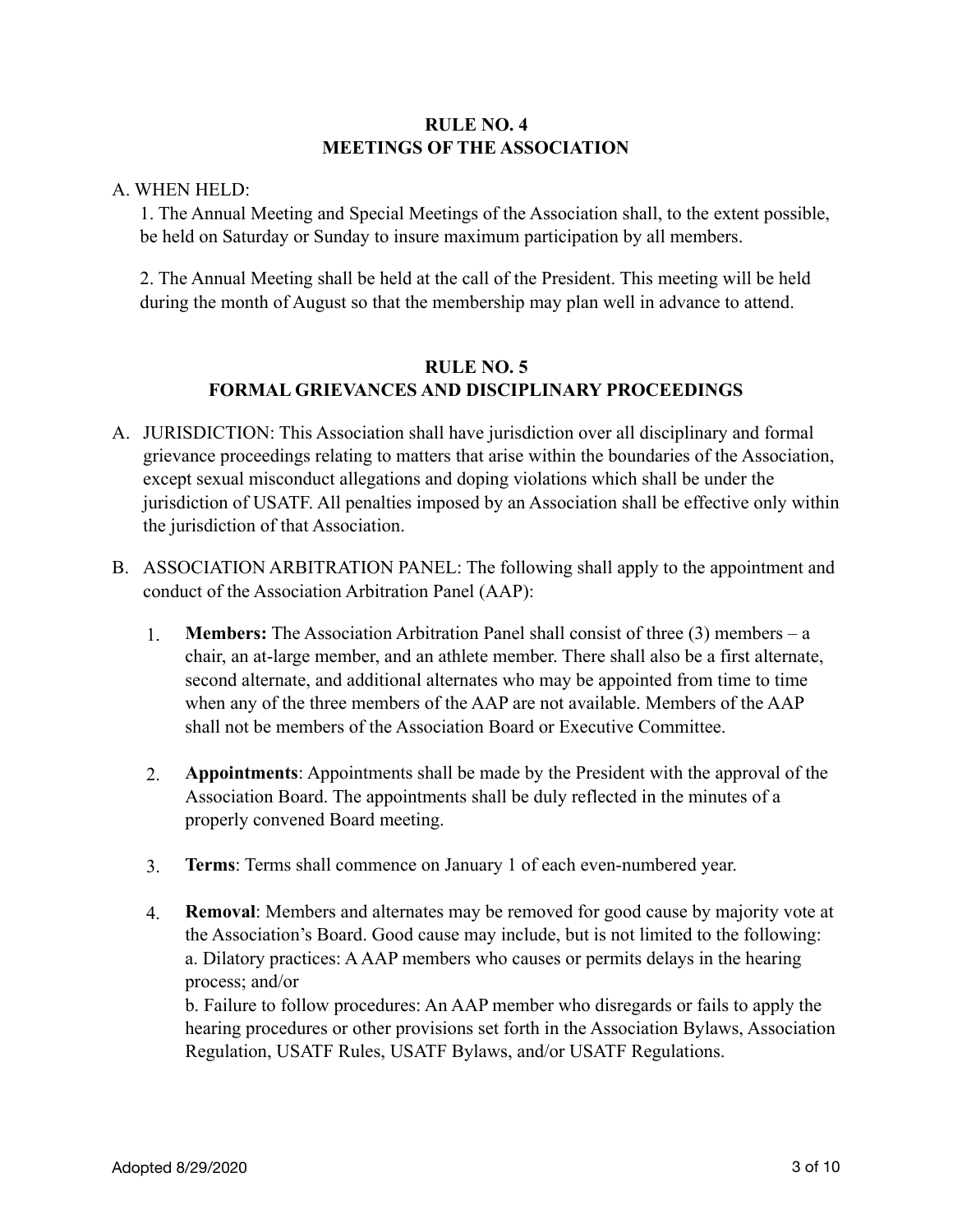## RULE NO. 4
## MEETINGS OF THE ASSOCIATION

A. WHEN HELD:

1. The Annual Meeting and Special Meetings of the Association shall, to the extent possible, be held on Saturday or Sunday to insure maximum participation by all members.

2. The Annual Meeting shall be held at the call of the President. This meeting will be held during the month of August so that the membership may plan well in advance to attend.

## RULE NO. 5
## FORMAL GRIEVANCES AND DISCIPLINARY PROCEEDINGS

A. JURISDICTION: This Association shall have jurisdiction over all disciplinary and formal grievance proceedings relating to matters that arise within the boundaries of the Association, except sexual misconduct allegations and doping violations which shall be under the jurisdiction of USATF. All penalties imposed by an Association shall be effective only within the jurisdiction of that Association.

B. ASSOCIATION ARBITRATION PANEL: The following shall apply to the appointment and conduct of the Association Arbitration Panel (AAP):

1. **Members:** The Association Arbitration Panel shall consist of three (3) members – a chair, an at-large member, and an athlete member. There shall also be a first alternate, second alternate, and additional alternates who may be appointed from time to time when any of the three members of the AAP are not available. Members of the AAP shall not be members of the Association Board or Executive Committee.

2. **Appointments**: Appointments shall be made by the President with the approval of the Association Board. The appointments shall be duly reflected in the minutes of a properly convened Board meeting.

3. **Terms**: Terms shall commence on January 1 of each even-numbered year.

4. **Removal**: Members and alternates may be removed for good cause by majority vote at the Association's Board. Good cause may include, but is not limited to the following:
   a. Dilatory practices: A AAP members who causes or permits delays in the hearing process; and/or
   b. Failure to follow procedures: An AAP member who disregards or fails to apply the hearing procedures or other provisions set forth in the Association Bylaws, Association Regulation, USATF Rules, USATF Bylaws, and/or USATF Regulations.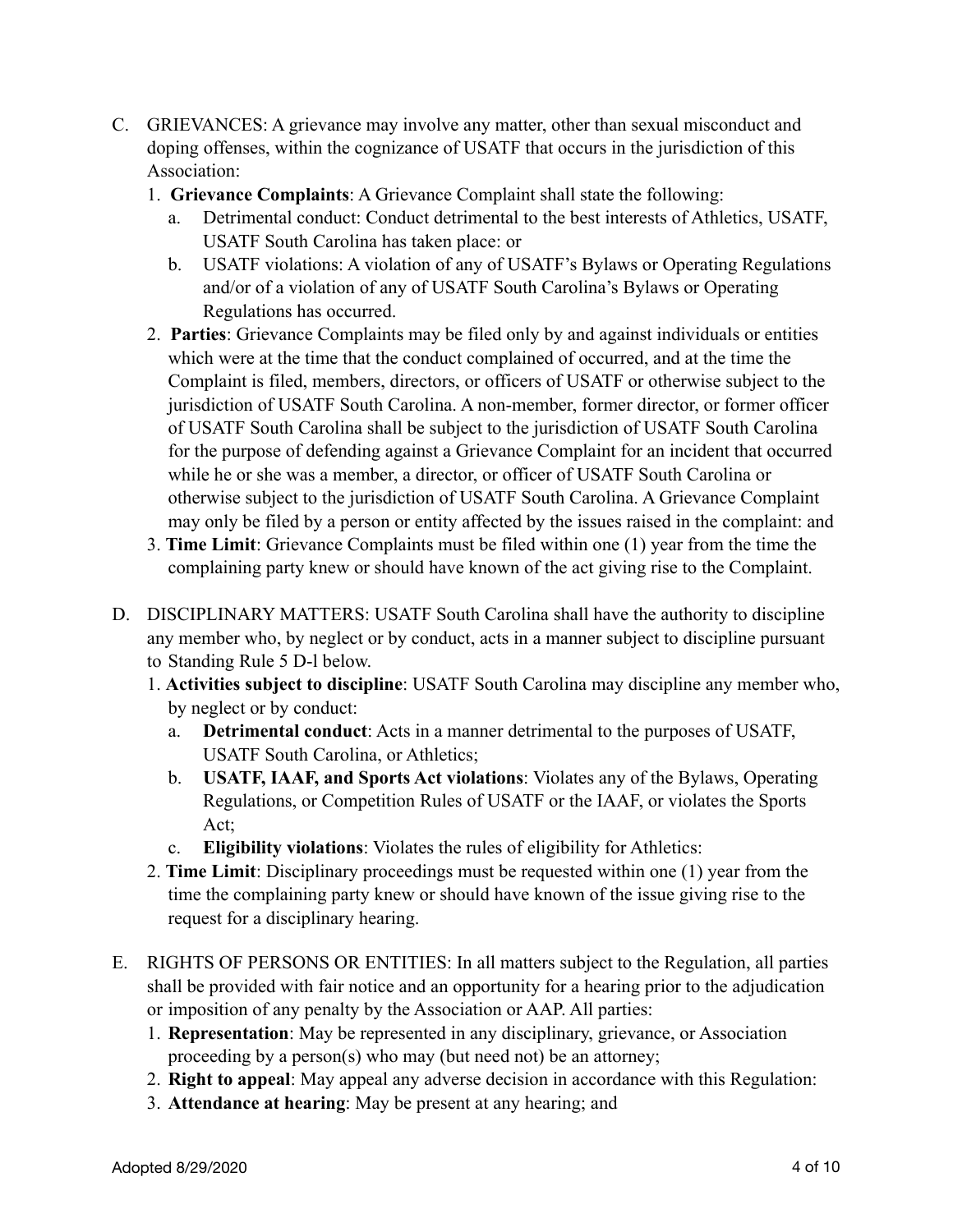C. GRIEVANCES: A grievance may involve any matter, other than sexual misconduct and doping offenses, within the cognizance of USATF that occurs in the jurisdiction of this Association:

1. **Grievance Complaints**: A Grievance Complaint shall state the following:
    a. Detrimental conduct: Conduct detrimental to the best interests of Athletics, USATF, USATF South Carolina has taken place: or
    b. USATF violations: A violation of any of USATF's Bylaws or Operating Regulations and/or of a violation of any of USATF South Carolina's Bylaws or Operating Regulations has occurred.
2. **Parties**: Grievance Complaints may be filed only by and against individuals or entities which were at the time that the conduct complained of occurred, and at the time the Complaint is filed, members, directors, or officers of USATF or otherwise subject to the jurisdiction of USATF South Carolina. A non-member, former director, or former officer of USATF South Carolina shall be subject to the jurisdiction of USATF South Carolina for the purpose of defending against a Grievance Complaint for an incident that occurred while he or she was a member, a director, or officer of USATF South Carolina or otherwise subject to the jurisdiction of USATF South Carolina. A Grievance Complaint may only be filed by a person or entity affected by the issues raised in the complaint: and
3. **Time Limit**: Grievance Complaints must be filed within one (1) year from the time the complaining party knew or should have known of the act giving rise to the Complaint.

D. DISCIPLINARY MATTERS: USATF South Carolina shall have the authority to discipline any member who, by neglect or by conduct, acts in a manner subject to discipline pursuant to Standing Rule 5 D-l below.

1. **Activities subject to discipline**: USATF South Carolina may discipline any member who, by neglect or by conduct:
    a. **Detrimental conduct**: Acts in a manner detrimental to the purposes of USATF, USATF South Carolina, or Athletics;
    b. **USATF, IAAF, and Sports Act violations**: Violates any of the Bylaws, Operating Regulations, or Competition Rules of USATF or the IAAF, or violates the Sports Act;
    c. **Eligibility violations**: Violates the rules of eligibility for Athletics:
2. **Time Limit**: Disciplinary proceedings must be requested within one (1) year from the time the complaining party knew or should have known of the issue giving rise to the request for a disciplinary hearing.

E. RIGHTS OF PERSONS OR ENTITIES: In all matters subject to the Regulation, all parties shall be provided with fair notice and an opportunity for a hearing prior to the adjudication or imposition of any penalty by the Association or AAP. All parties:

1. **Representation**: May be represented in any disciplinary, grievance, or Association proceeding by a person(s) who may (but need not) be an attorney;
2. **Right to appeal**: May appeal any adverse decision in accordance with this Regulation:
3. **Attendance at hearing**: May be present at any hearing; and

Adopted 8/29/2020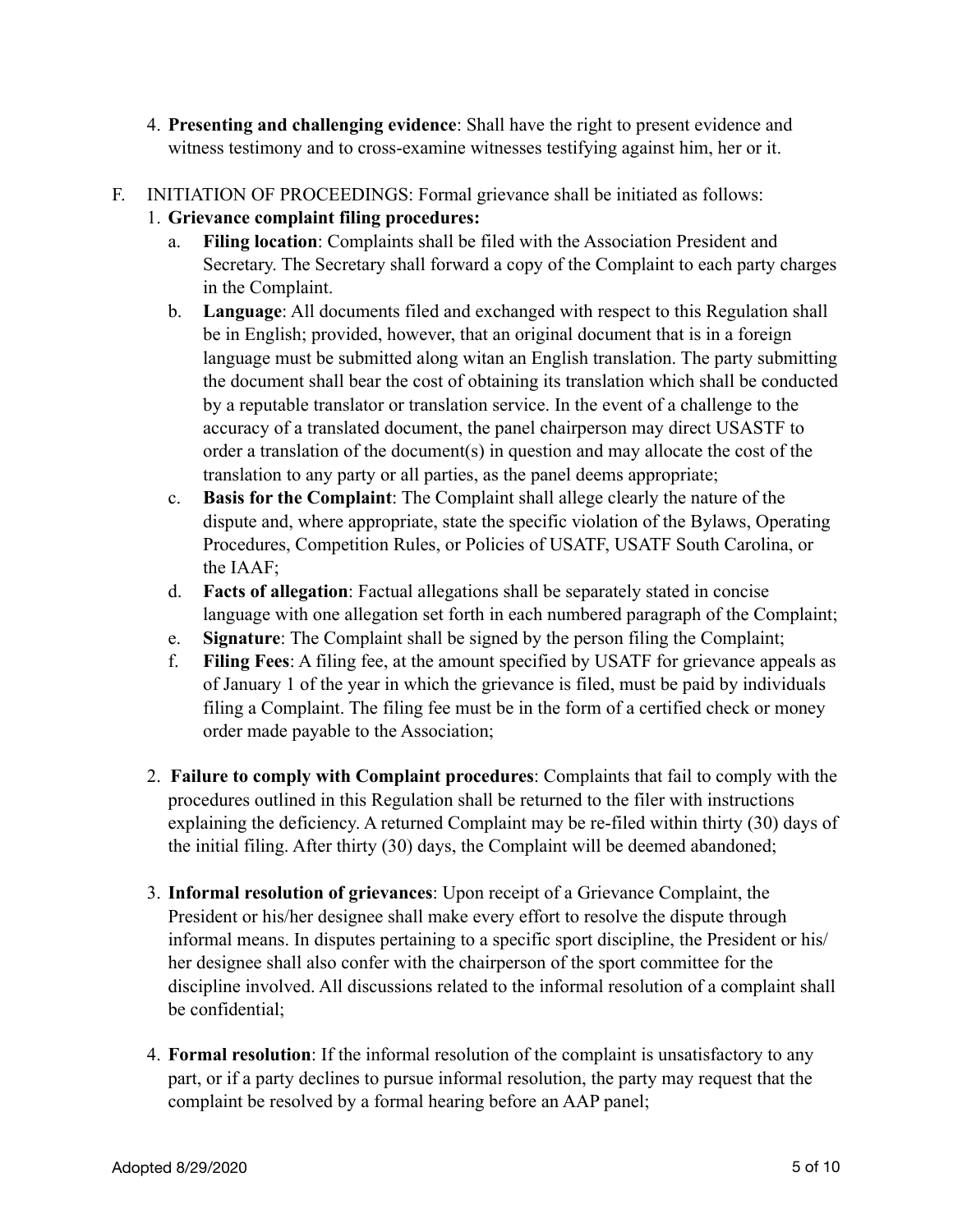4. **Presenting and challenging evidence**: Shall have the right to present evidence and witness testimony and to cross-examine witnesses testifying against him, her or it.

F. INITIATION OF PROCEEDINGS: Formal grievance shall be initiated as follows:

1. **Grievance complaint filing procedures:**
   a. **Filing location**: Complaints shall be filed with the Association President and Secretary. The Secretary shall forward a copy of the Complaint to each party charges in the Complaint.
   b. **Language**: All documents filed and exchanged with respect to this Regulation shall be in English; provided, however, that an original document that is in a foreign language must be submitted along witan an English translation. The party submitting the document shall bear the cost of obtaining its translation which shall be conducted by a reputable translator or translation service. In the event of a challenge to the accuracy of a translated document, the panel chairperson may direct USASTF to order a translation of the document(s) in question and may allocate the cost of the translation to any party or all parties, as the panel deems appropriate;
   c. **Basis for the Complaint**: The Complaint shall allege clearly the nature of the dispute and, where appropriate, state the specific violation of the Bylaws, Operating Procedures, Competition Rules, or Policies of USATF, USATF South Carolina, or the IAAF;
   d. **Facts of allegation**: Factual allegations shall be separately stated in concise language with one allegation set forth in each numbered paragraph of the Complaint;
   e. **Signature**: The Complaint shall be signed by the person filing the Complaint;
   f. **Filing Fees**: A filing fee, at the amount specified by USATF for grievance appeals as of January 1 of the year in which the grievance is filed, must be paid by individuals filing a Complaint. The filing fee must be in the form of a certified check or money order made payable to the Association;

2. **Failure to comply with Complaint procedures**: Complaints that fail to comply with the procedures outlined in this Regulation shall be returned to the filer with instructions explaining the deficiency. A returned Complaint may be re-filed within thirty (30) days of the initial filing. After thirty (30) days, the Complaint will be deemed abandoned;

3. **Informal resolution of grievances**: Upon receipt of a Grievance Complaint, the President or his/her designee shall make every effort to resolve the dispute through informal means. In disputes pertaining to a specific sport discipline, the President or his/her designee shall also confer with the chairperson of the sport committee for the discipline involved. All discussions related to the informal resolution of a complaint shall be confidential;

4. **Formal resolution**: If the informal resolution of the complaint is unsatisfactory to any part, or if a party declines to pursue informal resolution, the party may request that the complaint be resolved by a formal hearing before an AAP panel;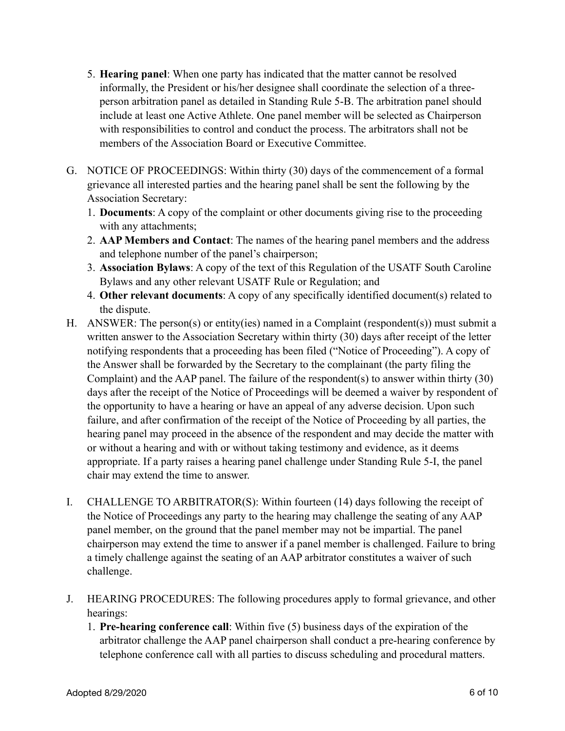5. **Hearing panel**: When one party has indicated that the matter cannot be resolved informally, the President or his/her designee shall coordinate the selection of a three-person arbitration panel as detailed in Standing Rule 5-B. The arbitration panel should include at least one Active Athlete. One panel member will be selected as Chairperson with responsibilities to control and conduct the process. The arbitrators shall not be members of the Association Board or Executive Committee.

G. NOTICE OF PROCEEDINGS: Within thirty (30) days of the commencement of a formal grievance all interested parties and the hearing panel shall be sent the following by the Association Secretary:
   1. **Documents**: A copy of the complaint or other documents giving rise to the proceeding with any attachments;
   2. **AAP Members and Contact**: The names of the hearing panel members and the address and telephone number of the panel's chairperson;
   3. **Association Bylaws**: A copy of the text of this Regulation of the USATF South Caroline Bylaws and any other relevant USATF Rule or Regulation; and
   4. **Other relevant documents**: A copy of any specifically identified document(s) related to the dispute.

H. ANSWER: The person(s) or entity(ies) named in a Complaint (respondent(s)) must submit a written answer to the Association Secretary within thirty (30) days after receipt of the letter notifying respondents that a proceeding has been filed ("Notice of Proceeding"). A copy of the Answer shall be forwarded by the Secretary to the complainant (the party filing the Complaint) and the AAP panel. The failure of the respondent(s) to answer within thirty (30) days after the receipt of the Notice of Proceedings will be deemed a waiver by respondent of the opportunity to have a hearing or have an appeal of any adverse decision. Upon such failure, and after confirmation of the receipt of the Notice of Proceeding by all parties, the hearing panel may proceed in the absence of the respondent and may decide the matter with or without a hearing and with or without taking testimony and evidence, as it deems appropriate. If a party raises a hearing panel challenge under Standing Rule 5-I, the panel chair may extend the time to answer.

I. CHALLENGE TO ARBITRATOR(S): Within fourteen (14) days following the receipt of the Notice of Proceedings any party to the hearing may challenge the seating of any AAP panel member, on the ground that the panel member may not be impartial. The panel chairperson may extend the time to answer if a panel member is challenged. Failure to bring a timely challenge against the seating of an AAP arbitrator constitutes a waiver of such challenge.

J. HEARING PROCEDURES: The following procedures apply to formal grievance, and other hearings:
   1. **Pre-hearing conference call**: Within five (5) business days of the expiration of the arbitrator challenge the AAP panel chairperson shall conduct a pre-hearing conference by telephone conference call with all parties to discuss scheduling and procedural matters.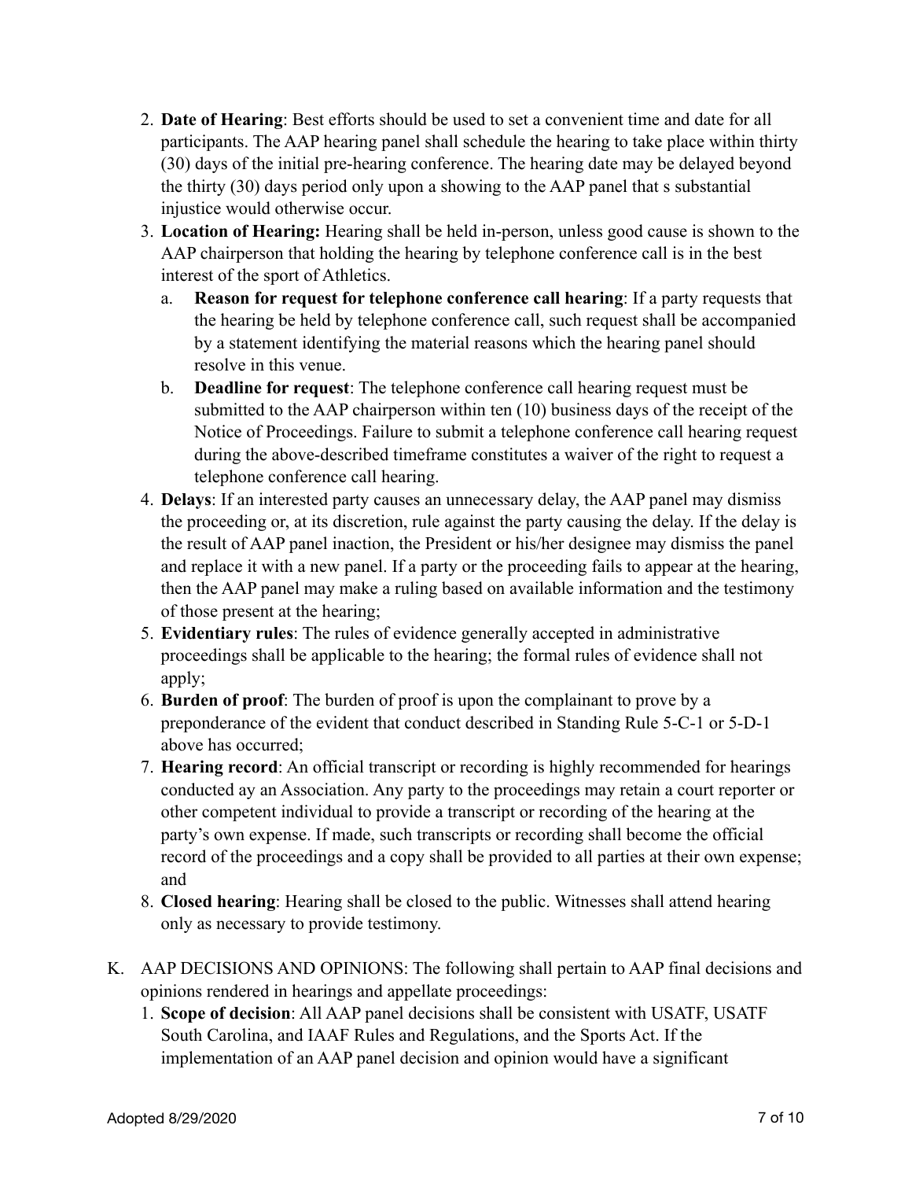2. **Date of Hearing**: Best efforts should be used to set a convenient time and date for all participants. The AAP hearing panel shall schedule the hearing to take place within thirty (30) days of the initial pre-hearing conference. The hearing date may be delayed beyond the thirty (30) days period only upon a showing to the AAP panel that s substantial injustice would otherwise occur.
3. **Location of Hearing:** Hearing shall be held in-person, unless good cause is shown to the AAP chairperson that holding the hearing by telephone conference call is in the best interest of the sport of Athletics.
   a. **Reason for request for telephone conference call hearing**: If a party requests that the hearing be held by telephone conference call, such request shall be accompanied by a statement identifying the material reasons which the hearing panel should resolve in this venue.
   b. **Deadline for request**: The telephone conference call hearing request must be submitted to the AAP chairperson within ten (10) business days of the receipt of the Notice of Proceedings. Failure to submit a telephone conference call hearing request during the above-described timeframe constitutes a waiver of the right to request a telephone conference call hearing.
4. **Delays**: If an interested party causes an unnecessary delay, the AAP panel may dismiss the proceeding or, at its discretion, rule against the party causing the delay. If the delay is the result of AAP panel inaction, the President or his/her designee may dismiss the panel and replace it with a new panel. If a party or the proceeding fails to appear at the hearing, then the AAP panel may make a ruling based on available information and the testimony of those present at the hearing;
5. **Evidentiary rules**: The rules of evidence generally accepted in administrative proceedings shall be applicable to the hearing; the formal rules of evidence shall not apply;
6. **Burden of proof**: The burden of proof is upon the complainant to prove by a preponderance of the evident that conduct described in Standing Rule 5-C-1 or 5-D-1 above has occurred;
7. **Hearing record**: An official transcript or recording is highly recommended for hearings conducted ay an Association. Any party to the proceedings may retain a court reporter or other competent individual to provide a transcript or recording of the hearing at the party's own expense. If made, such transcripts or recording shall become the official record of the proceedings and a copy shall be provided to all parties at their own expense; and
8. **Closed hearing**: Hearing shall be closed to the public. Witnesses shall attend hearing only as necessary to provide testimony.

K. AAP DECISIONS AND OPINIONS: The following shall pertain to AAP final decisions and opinions rendered in hearings and appellate proceedings:

1. **Scope of decision**: All AAP panel decisions shall be consistent with USATF, USATF South Carolina, and IAAF Rules and Regulations, and the Sports Act. If the implementation of an AAP panel decision and opinion would have a significant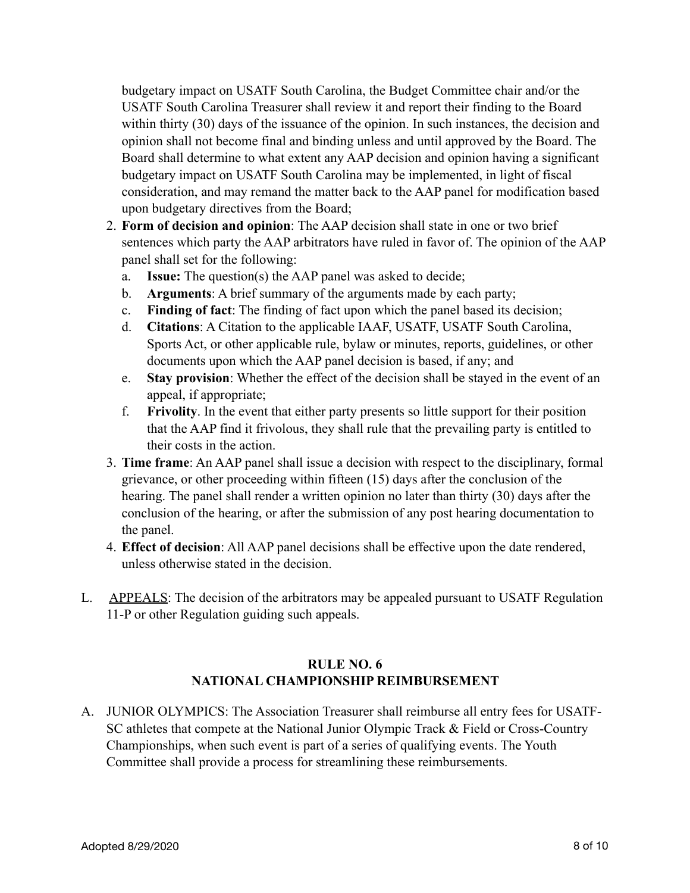budgetary impact on USATF South Carolina, the Budget Committee chair and/or the USATF South Carolina Treasurer shall review it and report their finding to the Board within thirty (30) days of the issuance of the opinion. In such instances, the decision and opinion shall not become final and binding unless and until approved by the Board. The Board shall determine to what extent any AAP decision and opinion having a significant budgetary impact on USATF South Carolina may be implemented, in light of fiscal consideration, and may remand the matter back to the AAP panel for modification based upon budgetary directives from the Board;

2. **Form of decision and opinion**: The AAP decision shall state in one or two brief sentences which party the AAP arbitrators have ruled in favor of. The opinion of the AAP panel shall set for the following:
   a. **Issue:** The question(s) the AAP panel was asked to decide;
   b. **Arguments**: A brief summary of the arguments made by each party;
   c. **Finding of fact**: The finding of fact upon which the panel based its decision;
   d. **Citations**: A Citation to the applicable IAAF, USATF, USATF South Carolina, Sports Act, or other applicable rule, bylaw or minutes, reports, guidelines, or other documents upon which the AAP panel decision is based, if any; and
   e. **Stay provision**: Whether the effect of the decision shall be stayed in the event of an appeal, if appropriate;
   f. **Frivolity**. In the event that either party presents so little support for their position that the AAP find it frivolous, they shall rule that the prevailing party is entitled to their costs in the action.
3. **Time frame**: An AAP panel shall issue a decision with respect to the disciplinary, formal grievance, or other proceeding within fifteen (15) days after the conclusion of the hearing. The panel shall render a written opinion no later than thirty (30) days after the conclusion of the hearing, or after the submission of any post hearing documentation to the panel.
4. **Effect of decision**: All AAP panel decisions shall be effective upon the date rendered, unless otherwise stated in the decision.

L. APPEALS: The decision of the arbitrators may be appealed pursuant to USATF Regulation 11-P or other Regulation guiding such appeals.

## RULE NO. 6
## NATIONAL CHAMPIONSHIP REIMBURSEMENT

A. JUNIOR OLYMPICS: The Association Treasurer shall reimburse all entry fees for USATF-SC athletes that compete at the National Junior Olympic Track & Field or Cross-Country Championships, when such event is part of a series of qualifying events. The Youth Committee shall provide a process for streamlining these reimbursements.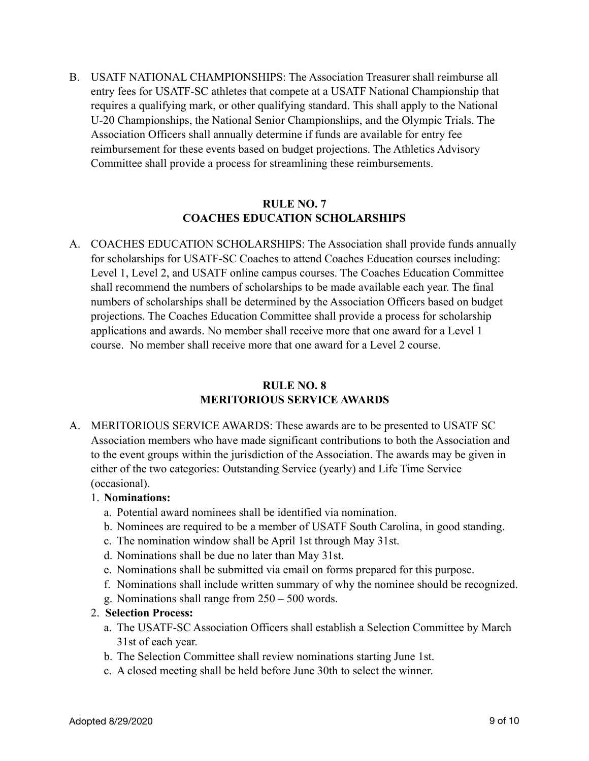B. USATF NATIONAL CHAMPIONSHIPS: The Association Treasurer shall reimburse all entry fees for USATF-SC athletes that compete at a USATF National Championship that requires a qualifying mark, or other qualifying standard. This shall apply to the National U-20 Championships, the National Senior Championships, and the Olympic Trials. The Association Officers shall annually determine if funds are available for entry fee reimbursement for these events based on budget projections. The Athletics Advisory Committee shall provide a process for streamlining these reimbursements.

## RULE NO. 7
## COACHES EDUCATION SCHOLARSHIPS

A. COACHES EDUCATION SCHOLARSHIPS: The Association shall provide funds annually for scholarships for USATF-SC Coaches to attend Coaches Education courses including: Level 1, Level 2, and USATF online campus courses. The Coaches Education Committee shall recommend the numbers of scholarships to be made available each year. The final numbers of scholarships shall be determined by the Association Officers based on budget projections. The Coaches Education Committee shall provide a process for scholarship applications and awards. No member shall receive more that one award for a Level 1 course. No member shall receive more that one award for a Level 2 course.

## RULE NO. 8
## MERITORIOUS SERVICE AWARDS

A. MERITORIOUS SERVICE AWARDS: These awards are to be presented to USATF SC Association members who have made significant contributions to both the Association and to the event groups within the jurisdiction of the Association. The awards may be given in either of the two categories: Outstanding Service (yearly) and Life Time Service (occasional).

1. **Nominations:**
   a. Potential award nominees shall be identified via nomination.
   b. Nominees are required to be a member of USATF South Carolina, in good standing.
   c. The nomination window shall be April 1st through May 31st.
   d. Nominations shall be due no later than May 31st.
   e. Nominations shall be submitted via email on forms prepared for this purpose.
   f. Nominations shall include written summary of why the nominee should be recognized.
   g. Nominations shall range from 250 – 500 words.
2. **Selection Process:**
   a. The USATF-SC Association Officers shall establish a Selection Committee by March 31st of each year.
   b. The Selection Committee shall review nominations starting June 1st.
   c. A closed meeting shall be held before June 30th to select the winner.

Adopted 8/29/2020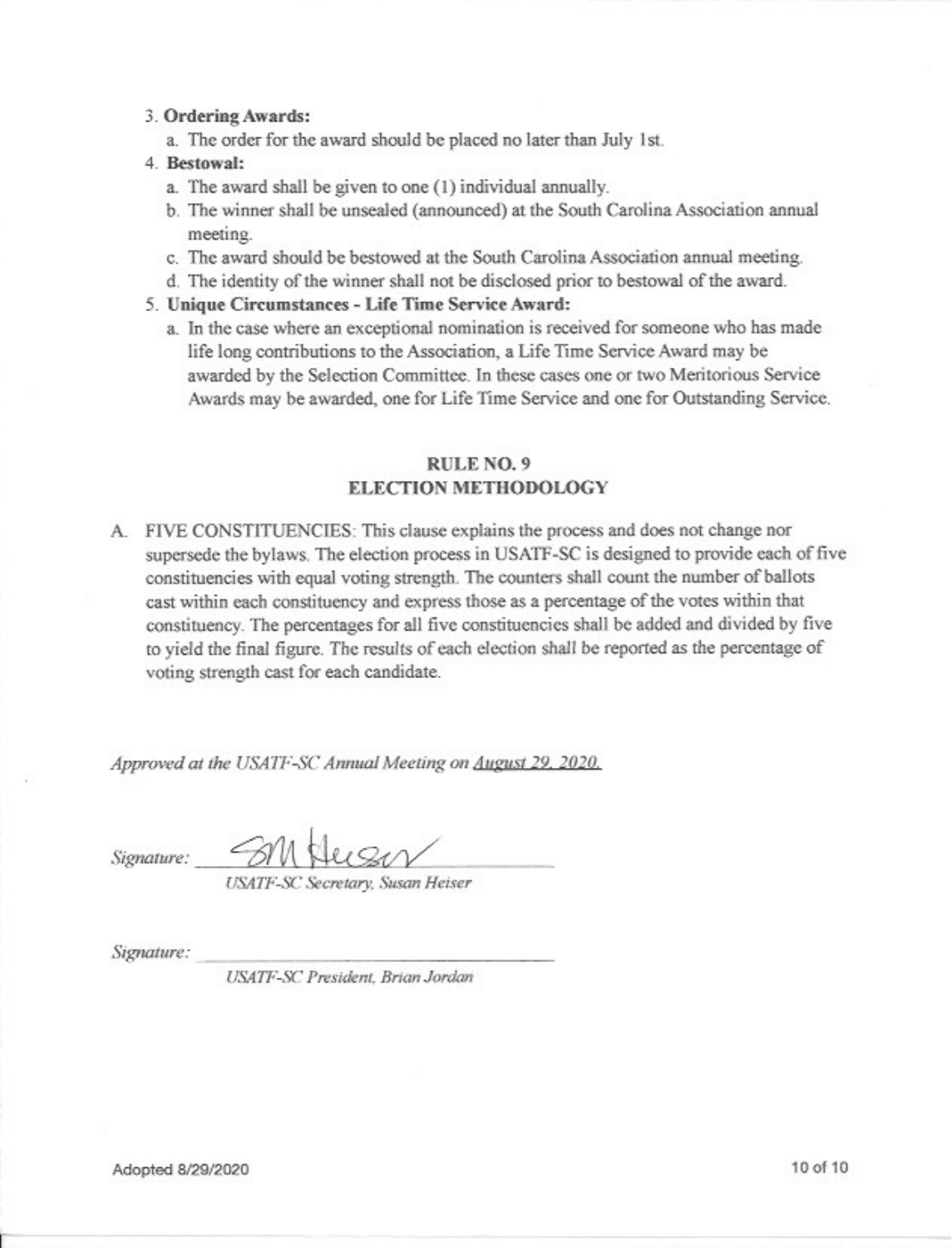3. **Ordering Awards:**
   a. The order for the award should be placed no later than July 1st.
4. **Bestowal:**
   a. The award shall be given to one (1) individual annually.
   b. The winner shall be unsealed (announced) at the South Carolina Association annual meeting.
   c. The award should be bestowed at the South Carolina Association annual meeting.
   d. The identity of the winner shall not be disclosed prior to bestowal of the award.
5. **Unique Circumstances - Life Time Service Award:**
   a. In the case where an exceptional nomination is received for someone who has made life long contributions to the Association, a Life Time Service Award may be awarded by the Selection Committee. In these cases one or two Meritorious Service Awards may be awarded, one for Life Time Service and one for Outstanding Service.

## RULE NO. 9
## ELECTION METHODOLOGY

A. FIVE CONSTITUENCIES: This clause explains the process and does not change nor supersede the bylaws. The election process in USATF-SC is designed to provide each of five constituencies with equal voting strength. The counters shall count the number of ballots cast within each constituency and express those as a percentage of the votes within that constituency. The percentages for all five constituencies shall be added and divided by five to yield the final figure. The results of each election shall be reported as the percentage of voting strength cast for each candidate.

*Approved at the USATF-SC Annual Meeting on August 29, 2020.*

*Signature:* SM Heiser
*USATF-SC Secretary, Susan Heiser*

*Signature:* ______________________
*USATF-SC President, Brian Jordan*

Adopted 8/29/2020